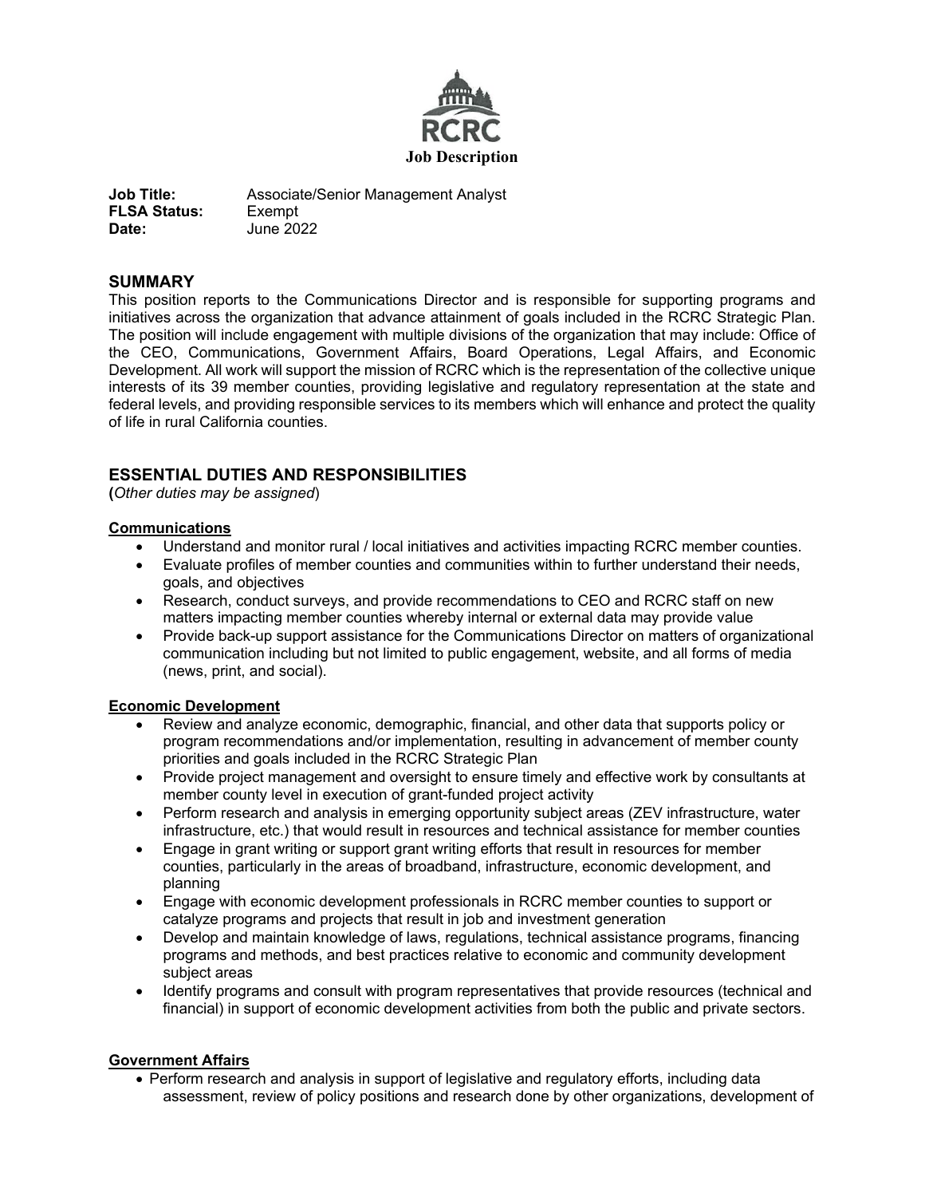RCRC

**Job Description**

**Job Title:** Associate/Senior Management Analyst
**FLSA Status:** Exempt
**Date:** June 2022

## SUMMARY

This position reports to the Communications Director and is responsible for supporting programs and initiatives across the organization that advance attainment of goals included in the RCRC Strategic Plan. The position will include engagement with multiple divisions of the organization that may include: Office of the CEO, Communications, Government Affairs, Board Operations, Legal Affairs, and Economic Development. All work will support the mission of RCRC which is the representation of the collective unique interests of its 39 member counties, providing legislative and regulatory representation at the state and federal levels, and providing responsible services to its members which will enhance and protect the quality of life in rural California counties.

## ESSENTIAL DUTIES AND RESPONSIBILITIES

**(***Other duties may be assigned*)

**Communications**

- Understand and monitor rural / local initiatives and activities impacting RCRC member counties.
- Evaluate profiles of member counties and communities within to further understand their needs, goals, and objectives
- Research, conduct surveys, and provide recommendations to CEO and RCRC staff on new matters impacting member counties whereby internal or external data may provide value
- Provide back-up support assistance for the Communications Director on matters of organizational communication including but not limited to public engagement, website, and all forms of media (news, print, and social).

**Economic Development**

- Review and analyze economic, demographic, financial, and other data that supports policy or program recommendations and/or implementation, resulting in advancement of member county priorities and goals included in the RCRC Strategic Plan
- Provide project management and oversight to ensure timely and effective work by consultants at member county level in execution of grant-funded project activity
- Perform research and analysis in emerging opportunity subject areas (ZEV infrastructure, water infrastructure, etc.) that would result in resources and technical assistance for member counties
- Engage in grant writing or support grant writing efforts that result in resources for member counties, particularly in the areas of broadband, infrastructure, economic development, and planning
- Engage with economic development professionals in RCRC member counties to support or catalyze programs and projects that result in job and investment generation
- Develop and maintain knowledge of laws, regulations, technical assistance programs, financing programs and methods, and best practices relative to economic and community development subject areas
- Identify programs and consult with program representatives that provide resources (technical and financial) in support of economic development activities from both the public and private sectors.

**Government Affairs**

- Perform research and analysis in support of legislative and regulatory efforts, including data assessment, review of policy positions and research done by other organizations, development of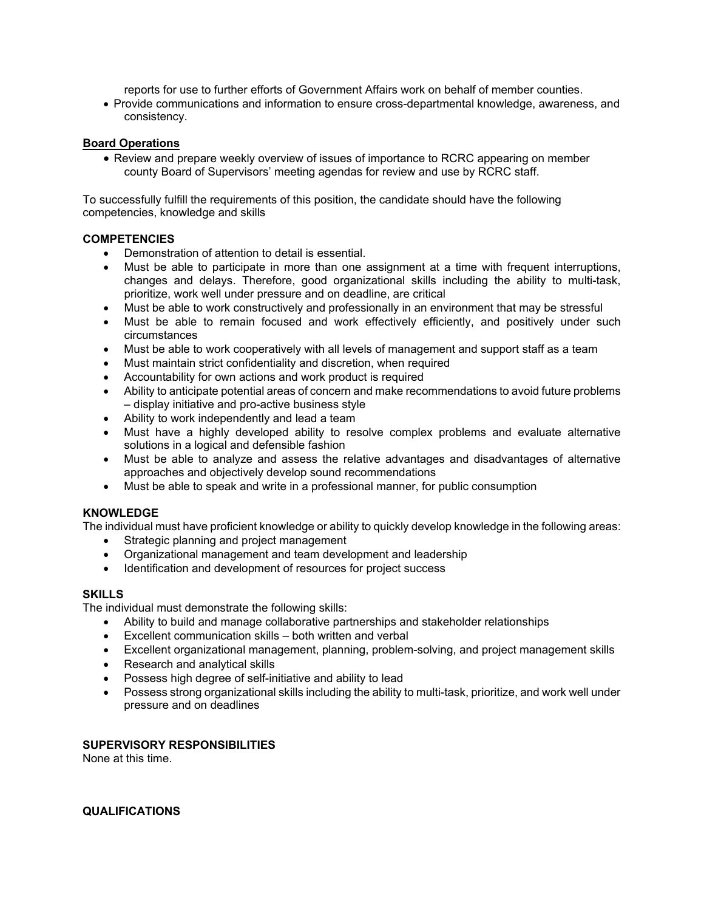reports for use to further efforts of Government Affairs work on behalf of member counties.

- Provide communications and information to ensure cross-departmental knowledge, awareness, and consistency.

**Board Operations**

- Review and prepare weekly overview of issues of importance to RCRC appearing on member county Board of Supervisors' meeting agendas for review and use by RCRC staff.

To successfully fulfill the requirements of this position, the candidate should have the following competencies, knowledge and skills

**COMPETENCIES**

- Demonstration of attention to detail is essential.
- Must be able to participate in more than one assignment at a time with frequent interruptions, changes and delays. Therefore, good organizational skills including the ability to multi-task, prioritize, work well under pressure and on deadline, are critical
- Must be able to work constructively and professionally in an environment that may be stressful
- Must be able to remain focused and work effectively efficiently, and positively under such circumstances
- Must be able to work cooperatively with all levels of management and support staff as a team
- Must maintain strict confidentiality and discretion, when required
- Accountability for own actions and work product is required
- Ability to anticipate potential areas of concern and make recommendations to avoid future problems – display initiative and pro-active business style
- Ability to work independently and lead a team
- Must have a highly developed ability to resolve complex problems and evaluate alternative solutions in a logical and defensible fashion
- Must be able to analyze and assess the relative advantages and disadvantages of alternative approaches and objectively develop sound recommendations
- Must be able to speak and write in a professional manner, for public consumption

**KNOWLEDGE**

The individual must have proficient knowledge or ability to quickly develop knowledge in the following areas:

- Strategic planning and project management
- Organizational management and team development and leadership
- Identification and development of resources for project success

**SKILLS**

The individual must demonstrate the following skills:

- Ability to build and manage collaborative partnerships and stakeholder relationships
- Excellent communication skills – both written and verbal
- Excellent organizational management, planning, problem-solving, and project management skills
- Research and analytical skills
- Possess high degree of self-initiative and ability to lead
- Possess strong organizational skills including the ability to multi-task, prioritize, and work well under pressure and on deadlines

**SUPERVISORY RESPONSIBILITIES**

None at this time.

**QUALIFICATIONS**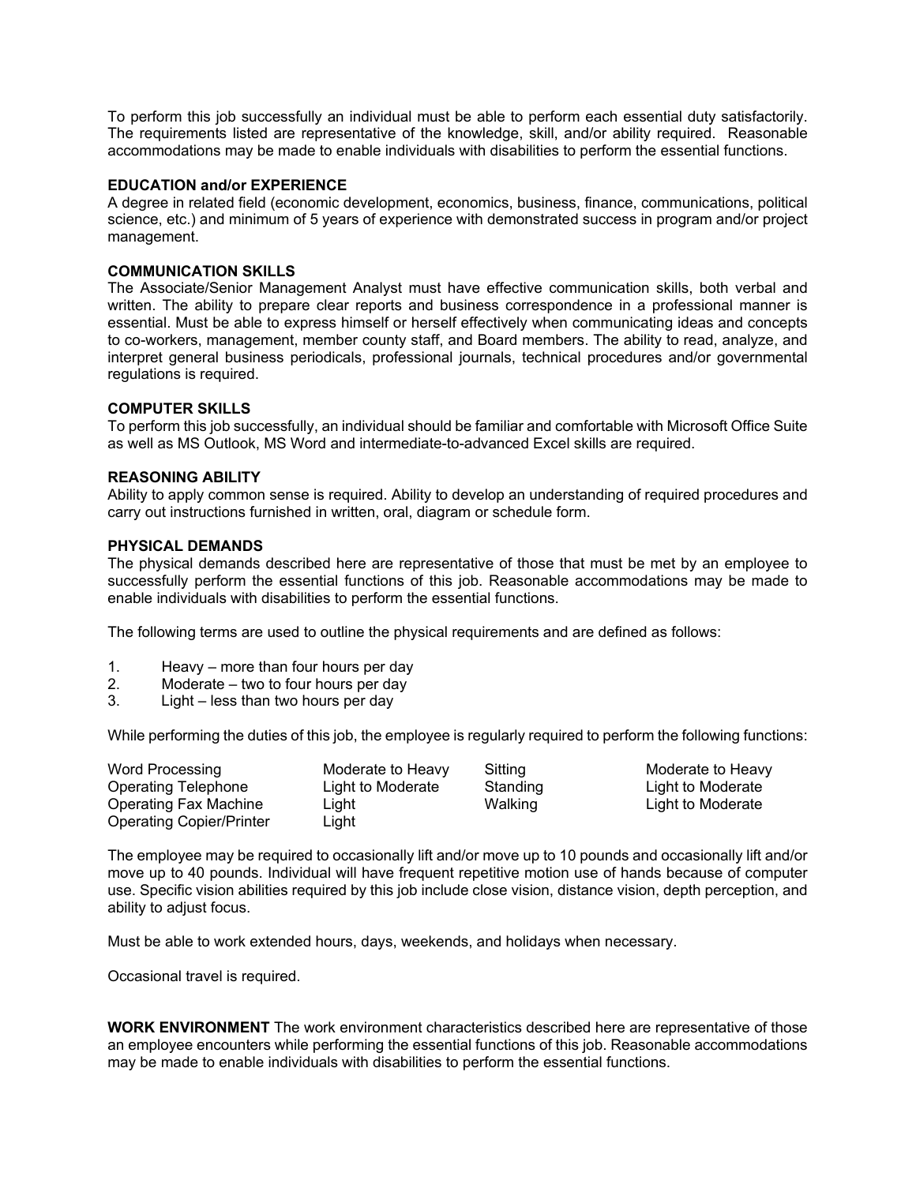To perform this job successfully an individual must be able to perform each essential duty satisfactorily. The requirements listed are representative of the knowledge, skill, and/or ability required. Reasonable accommodations may be made to enable individuals with disabilities to perform the essential functions.

**EDUCATION and/or EXPERIENCE**

A degree in related field (economic development, economics, business, finance, communications, political science, etc.) and minimum of 5 years of experience with demonstrated success in program and/or project management.

**COMMUNICATION SKILLS**

The Associate/Senior Management Analyst must have effective communication skills, both verbal and written. The ability to prepare clear reports and business correspondence in a professional manner is essential. Must be able to express himself or herself effectively when communicating ideas and concepts to co-workers, management, member county staff, and Board members. The ability to read, analyze, and interpret general business periodicals, professional journals, technical procedures and/or governmental regulations is required.

**COMPUTER SKILLS**

To perform this job successfully, an individual should be familiar and comfortable with Microsoft Office Suite as well as MS Outlook, MS Word and intermediate-to-advanced Excel skills are required.

**REASONING ABILITY**

Ability to apply common sense is required. Ability to develop an understanding of required procedures and carry out instructions furnished in written, oral, diagram or schedule form.

**PHYSICAL DEMANDS**

The physical demands described here are representative of those that must be met by an employee to successfully perform the essential functions of this job. Reasonable accommodations may be made to enable individuals with disabilities to perform the essential functions.

The following terms are used to outline the physical requirements and are defined as follows:

1. Heavy – more than four hours per day
2. Moderate – two to four hours per day
3. Light – less than two hours per day

While performing the duties of this job, the employee is regularly required to perform the following functions:

| | | | |
|---|---|---|---|
| Word Processing | Moderate to Heavy | Sitting | Moderate to Heavy |
| Operating Telephone | Light to Moderate | Standing | Light to Moderate |
| Operating Fax Machine | Light | Walking | Light to Moderate |
| Operating Copier/Printer | Light | | |

The employee may be required to occasionally lift and/or move up to 10 pounds and occasionally lift and/or move up to 40 pounds. Individual will have frequent repetitive motion use of hands because of computer use. Specific vision abilities required by this job include close vision, distance vision, depth perception, and ability to adjust focus.

Must be able to work extended hours, days, weekends, and holidays when necessary.

Occasional travel is required.

**WORK ENVIRONMENT** The work environment characteristics described here are representative of those an employee encounters while performing the essential functions of this job. Reasonable accommodations may be made to enable individuals with disabilities to perform the essential functions.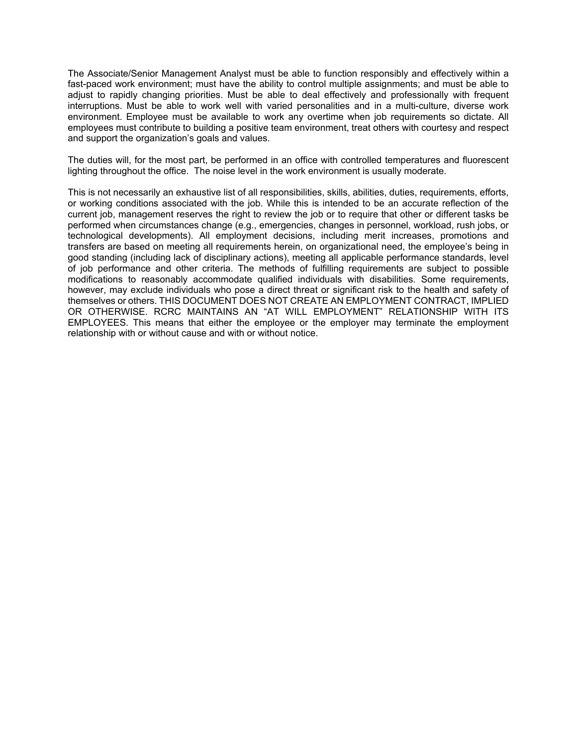The Associate/Senior Management Analyst must be able to function responsibly and effectively within a fast-paced work environment; must have the ability to control multiple assignments; and must be able to adjust to rapidly changing priorities. Must be able to deal effectively and professionally with frequent interruptions. Must be able to work well with varied personalities and in a multi-culture, diverse work environment. Employee must be available to work any overtime when job requirements so dictate. All employees must contribute to building a positive team environment, treat others with courtesy and respect and support the organization's goals and values.

The duties will, for the most part, be performed in an office with controlled temperatures and fluorescent lighting throughout the office. The noise level in the work environment is usually moderate.

This is not necessarily an exhaustive list of all responsibilities, skills, abilities, duties, requirements, efforts, or working conditions associated with the job. While this is intended to be an accurate reflection of the current job, management reserves the right to review the job or to require that other or different tasks be performed when circumstances change (e.g., emergencies, changes in personnel, workload, rush jobs, or technological developments). All employment decisions, including merit increases, promotions and transfers are based on meeting all requirements herein, on organizational need, the employee's being in good standing (including lack of disciplinary actions), meeting all applicable performance standards, level of job performance and other criteria. The methods of fulfilling requirements are subject to possible modifications to reasonably accommodate qualified individuals with disabilities. Some requirements, however, may exclude individuals who pose a direct threat or significant risk to the health and safety of themselves or others. THIS DOCUMENT DOES NOT CREATE AN EMPLOYMENT CONTRACT, IMPLIED OR OTHERWISE. RCRC MAINTAINS AN "AT WILL EMPLOYMENT" RELATIONSHIP WITH ITS EMPLOYEES. This means that either the employee or the employer may terminate the employment relationship with or without cause and with or without notice.